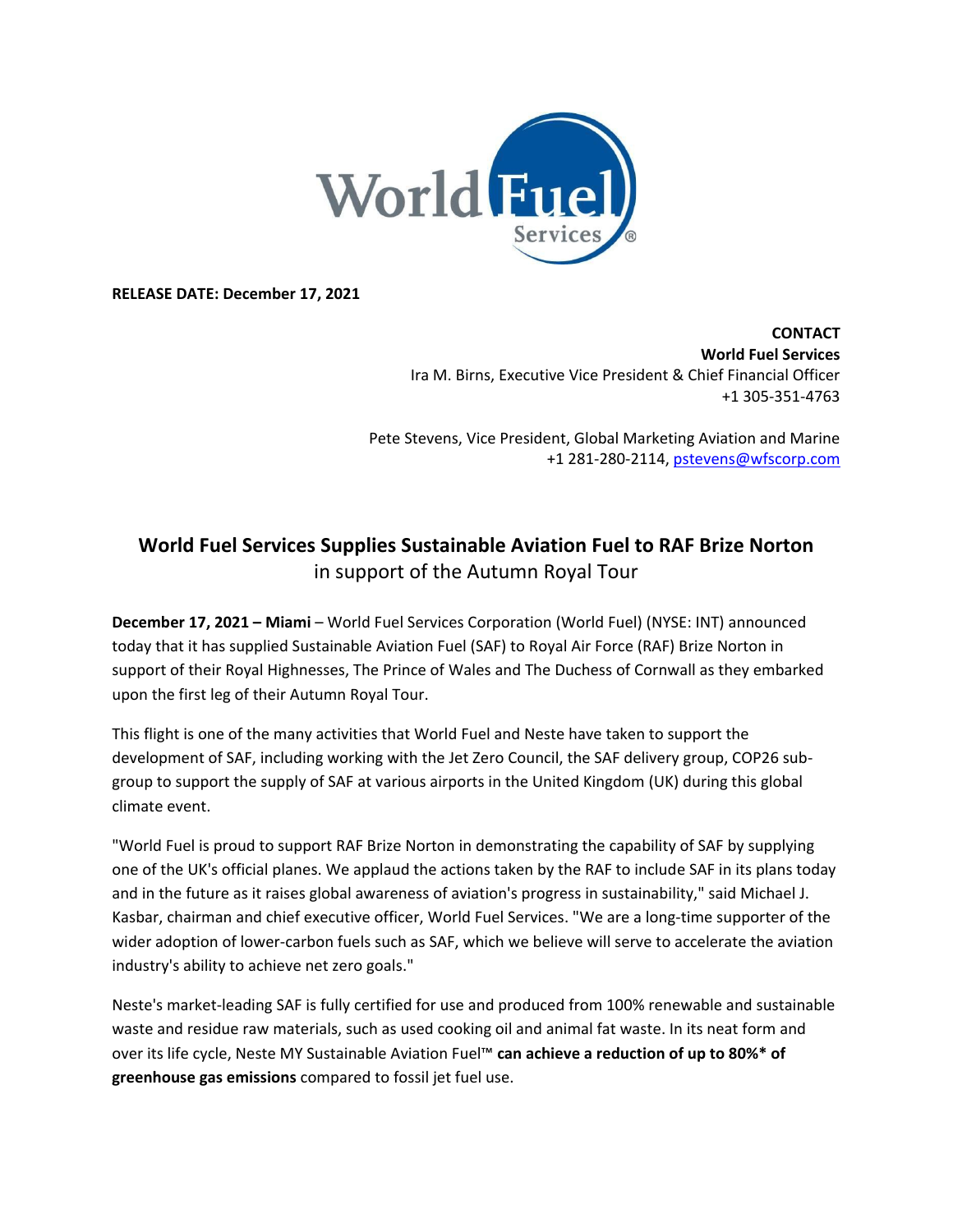**RELEASE DATE: December 17, 2021**

**CONTACT**
**World Fuel Services**
Ira M. Birns, Executive Vice President & Chief Financial Officer
+1 305-351-4763

Pete Stevens, Vice President, Global Marketing Aviation and Marine
+1 281-280-2114, pstevens@wfscorp.com

# World Fuel Services Supplies Sustainable Aviation Fuel to RAF Brize Norton
## in support of the Autumn Royal Tour

**December 17, 2021 – Miami** – World Fuel Services Corporation (World Fuel) (NYSE: INT) announced today that it has supplied Sustainable Aviation Fuel (SAF) to Royal Air Force (RAF) Brize Norton in support of their Royal Highnesses, The Prince of Wales and The Duchess of Cornwall as they embarked upon the first leg of their Autumn Royal Tour.

This flight is one of the many activities that World Fuel and Neste have taken to support the development of SAF, including working with the Jet Zero Council, the SAF delivery group, COP26 sub-group to support the supply of SAF at various airports in the United Kingdom (UK) during this global climate event.

"World Fuel is proud to support RAF Brize Norton in demonstrating the capability of SAF by supplying one of the UK's official planes. We applaud the actions taken by the RAF to include SAF in its plans today and in the future as it raises global awareness of aviation's progress in sustainability," said Michael J. Kasbar, chairman and chief executive officer, World Fuel Services. "We are a long-time supporter of the wider adoption of lower-carbon fuels such as SAF, which we believe will serve to accelerate the aviation industry's ability to achieve net zero goals."

Neste's market-leading SAF is fully certified for use and produced from 100% renewable and sustainable waste and residue raw materials, such as used cooking oil and animal fat waste. In its neat form and over its life cycle, Neste MY Sustainable Aviation Fuel™ **can achieve a reduction of up to 80%* of greenhouse gas emissions** compared to fossil jet fuel use.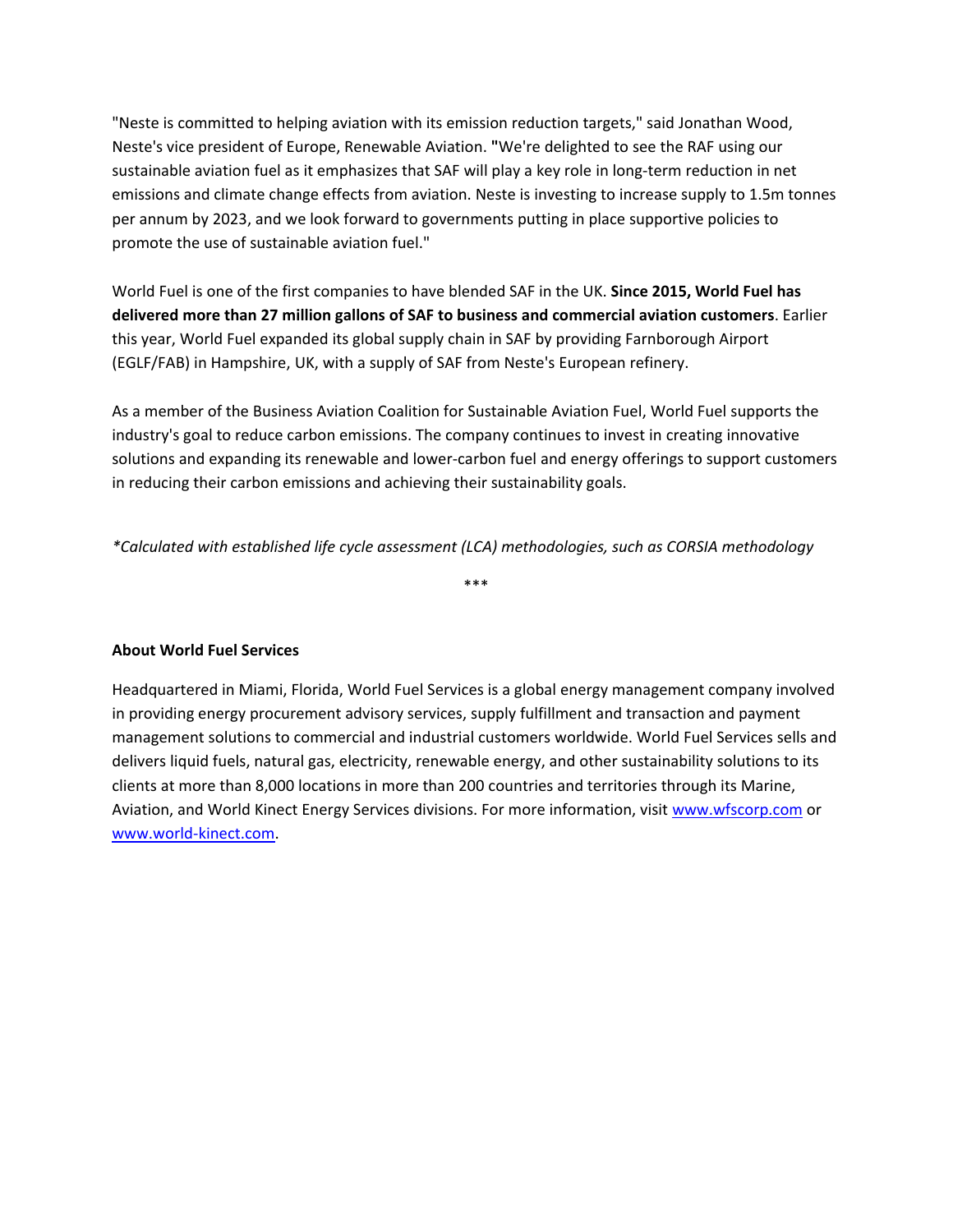"Neste is committed to helping aviation with its emission reduction targets," said Jonathan Wood, Neste's vice president of Europe, Renewable Aviation. **"**We're delighted to see the RAF using our sustainable aviation fuel as it emphasizes that SAF will play a key role in long-term reduction in net emissions and climate change effects from aviation. Neste is investing to increase supply to 1.5m tonnes per annum by 2023, and we look forward to governments putting in place supportive policies to promote the use of sustainable aviation fuel."

World Fuel is one of the first companies to have blended SAF in the UK. **Since 2015, World Fuel has delivered more than 27 million gallons of SAF to business and commercial aviation customers**. Earlier this year, World Fuel expanded its global supply chain in SAF by providing Farnborough Airport (EGLF/FAB) in Hampshire, UK, with a supply of SAF from Neste's European refinery.

As a member of the Business Aviation Coalition for Sustainable Aviation Fuel, World Fuel supports the industry's goal to reduce carbon emissions. The company continues to invest in creating innovative solutions and expanding its renewable and lower-carbon fuel and energy offerings to support customers in reducing their carbon emissions and achieving their sustainability goals.

*\*Calculated with established life cycle assessment (LCA) methodologies, such as CORSIA methodology*

***

**About World Fuel Services**

Headquartered in Miami, Florida, World Fuel Services is a global energy management company involved in providing energy procurement advisory services, supply fulfillment and transaction and payment management solutions to commercial and industrial customers worldwide. World Fuel Services sells and delivers liquid fuels, natural gas, electricity, renewable energy, and other sustainability solutions to its clients at more than 8,000 locations in more than 200 countries and territories through its Marine, Aviation, and World Kinect Energy Services divisions. For more information, visit [www.wfscorp.com](http://www.wfscorp.com) or [www.world-kinect.com](http://www.world-kinect.com).